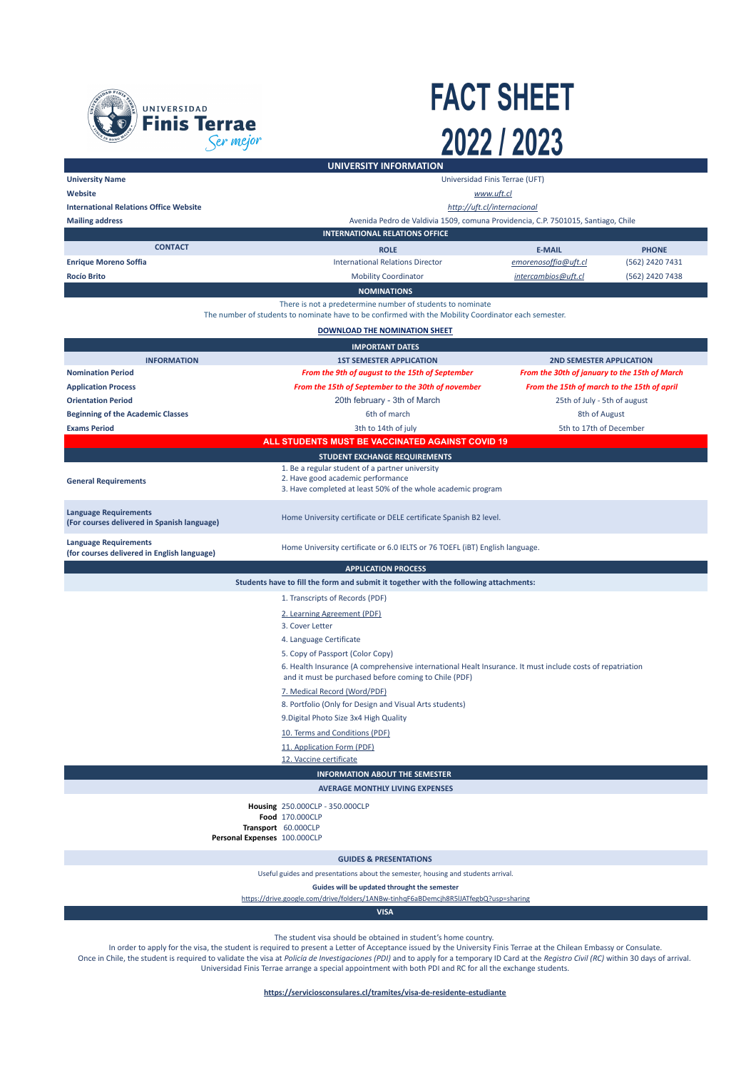# FACT SHEET 2022 / 2023

## UNIVERSITY INFORMATION

| | |
|---|---|
| **University Name** | Universidad Finis Terrae (UFT) |
| **Website** | *www.uft.cl* |
| **International Relations Office Website** | *http://uft.cl/internacional* |
| **Mailing address** | Avenida Pedro de Valdivia 1509, comuna Providencia, C.P. 7501015, Santiago, Chile |

## INTERNATIONAL RELATIONS OFFICE

| CONTACT | ROLE | E-MAIL | PHONE |
|---|---|---|---|
| **Enrique Moreno Soffia** | International Relations Director | *emorenosoffia@uft.cl* | (562) 2420 7431 |
| **Rocío Brito** | Mobility Coordinator | *intercambios@uft.cl* | (562) 2420 7438 |

## NOMINATIONS

There is not a predetermine number of students to nominate
The number of students to nominate have to be confirmed with the Mobility Coordinator each semester.

**DOWNLOAD THE NOMINATION SHEET**

## IMPORTANT DATES

| INFORMATION | 1ST SEMESTER APPLICATION | 2ND SEMESTER APPLICATION |
|---|---|---|
| **Nomination Period** | ***From the 9th of august to the 15th of September*** | ***From the 30th of january to the 15th of March*** |
| **Application Process** | ***From the 15th of September to the 30th of november*** | ***From the 15th of march to the 15th of april*** |
| **Orientation Period** | 20th february - 3th of March | 25th of July - 5th of august |
| **Beginning of the Academic Classes** | 6th of march | 8th of August |
| **Exams Period** | 3th to 14th of july | 5th to 17th of December |

**ALL STUDENTS MUST BE VACCINATED AGAINST COVID 19**

## STUDENT EXCHANGE REQUIREMENTS

| | |
|---|---|
| **General Requirements** | 1. Be a regular student of a partner university<br>2. Have good academic performance<br>3. Have completed at least 50% of the whole academic program |
| **Language Requirements (For courses delivered in Spanish language)** | Home University certificate or DELE certificate Spanish B2 level. |
| **Language Requirements (for courses delivered in English language)** | Home University certificate or 6.0 IELTS or 76 TOEFL (iBT) English language. |

## APPLICATION PROCESS

**Students have to fill the form and submit it together with the following attachments:**

1. Transcripts of Records (PDF)
2. Learning Agreement (PDF)
3. Cover Letter
4. Language Certificate
5. Copy of Passport (Color Copy)
6. Health Insurance (A comprehensive international Healt Insurance. It must include costs of repatriation and it must be purchased before coming to Chile (PDF)
7. Medical Record (Word/PDF)
8. Portfolio (Only for Design and Visual Arts students)
9. Digital Photo Size 3x4 High Quality
10. Terms and Conditions (PDF)
11. Application Form (PDF)
12. Vaccine certificate

## INFORMATION ABOUT THE SEMESTER

### AVERAGE MONTHLY LIVING EXPENSES

| | |
|---|---|
| **Housing** | 250.000CLP - 350.000CLP |
| **Food** | 170.000CLP |
| **Transport** | 60.000CLP |
| **Personal Expenses** | 100.000CLP |

### GUIDES & PRESENTATIONS

Useful guides and presentations about the semester, housing and students arrival.

**Guides will be updated throught the semester**

https://drive.google.com/drive/folders/1ANBw-tinhqF6aBDemcjh8R5lJATfegbQ?usp=sharing

## VISA

The student visa should be obtained in student's home country.
In order to apply for the visa, the student is required to present a Letter of Acceptance issued by the University Finis Terrae at the Chilean Embassy or Consulate.
Once in Chile, the student is required to validate the visa at *Policía de Investigaciones (PDI)* and to apply for a temporary ID Card at the *Registro Civil (RC)* within 30 days of arrival.
Universidad Finis Terrae arrange a special appointment with both PDI and RC for all the exchange students.

**https://serviciosconsulares.cl/tramites/visa-de-residente-estudiante**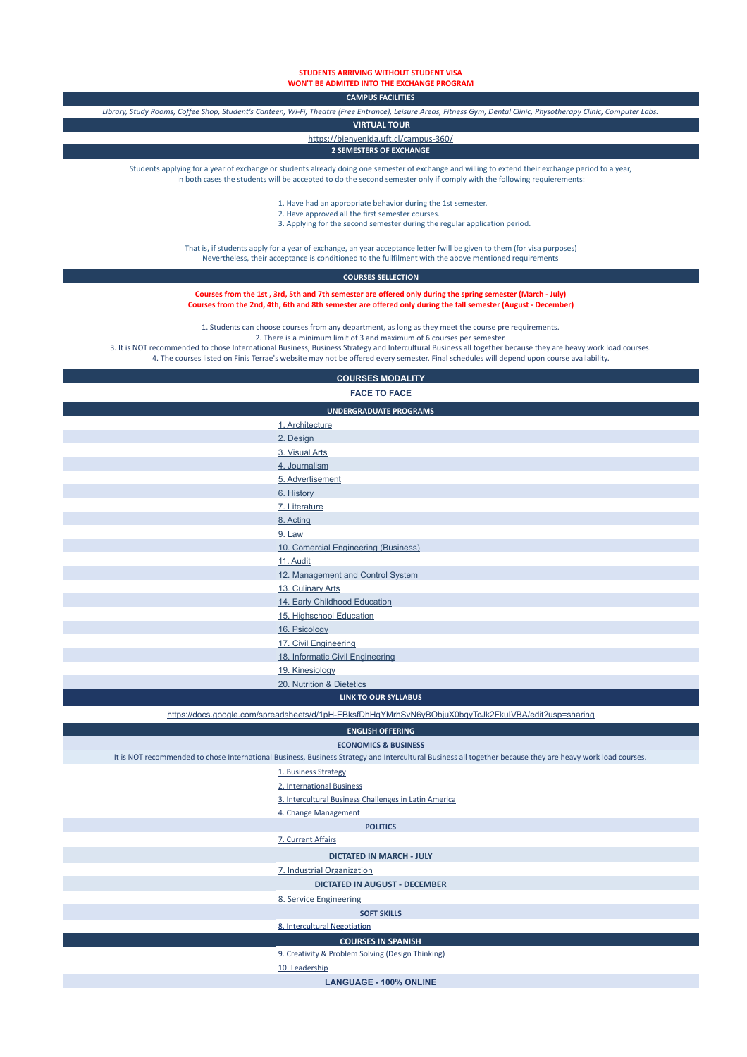**STUDENTS ARRIVING WITHOUT STUDENT VISA**
**WON'T BE ADMITED INTO THE EXCHANGE PROGRAM**

## CAMPUS FACILITIES

*Library, Study Rooms, Coffee Shop, Student's Canteen, Wi-Fi, Theatre (Free Entrance), Leisure Areas, Fitness Gym, Dental Clinic, Physotherapy Clinic, Computer Labs.*

## VIRTUAL TOUR

https://bienvenida.uft.cl/campus-360/

## 2 SEMESTERS OF EXCHANGE

Students applying for a year of exchange or students already doing one semester of exchange and willing to extend their exchange period to a year,
In both cases the students will be accepted to do the second semester only if comply with the following requierements:

1. Have had an appropriate behavior during the 1st semester.
2. Have approved all the first semester courses.
3. Applying for the second semester during the regular application period.

That is, if students apply for a year of exchange, an year acceptance letter fwill be given to them (for visa purposes)
Nevertheless, their acceptance is conditioned to the fullfilment with the above mentioned requirements

## COURSES SELLECTION

**Courses from the 1st , 3rd, 5th and 7th semester are offered only during the spring semester (March - July)**
**Courses from the 2nd, 4th, 6th and 8th semester are offered only during the fall semester (August - December)**

1. Students can choose courses from any department, as long as they meet the course pre requirements.
2. There is a minimum limit of 3 and maximum of 6 courses per semester.
3. It is NOT recommended to chose International Business, Business Strategy and Intercultural Business all together because they are heavy work load courses.
4. The courses listed on Finis Terrae's website may not be offered every semester. Final schedules will depend upon course availability.

## COURSES MODALITY

**FACE TO FACE**

## UNDERGRADUATE PROGRAMS

1. Architecture
2. Design
3. Visual Arts
4. Journalism
5. Advertisement
6. History
7. Literature
8. Acting
9. Law
10. Comercial Engineering (Business)
11. Audit
12. Management and Control System
13. Culinary Arts
14. Early Childhood Education
15. Highschool Education
16. Psicology
17. Civil Engineering
18. Informatic Civil Engineering
19. Kinesiology
20. Nutrition & Dietetics

## LINK TO OUR SYLLABUS

https://docs.google.com/spreadsheets/d/1pH-EBksfDhHqYMrhSvN6yBObjuX0bqyTcJk2FkuIVBA/edit?usp=sharing

## ENGLISH OFFERING

### ECONOMICS & BUSINESS

It is NOT recommended to chose International Business, Business Strategy and Intercultural Business all together because they are heavy work load courses.

1. Business Strategy
2. International Business
3. Intercultural Business Challenges in Latin America
4. Change Management

### POLITICS

7. Current Affairs

### DICTATED IN MARCH - JULY

7. Industrial Organization

### DICTATED IN AUGUST - DECEMBER

8. Service Engineering

### SOFT SKILLS

8. Intercultural Negotiation

## COURSES IN SPANISH

9. Creativity & Problem Solving (Design Thinking)
10. Leadership

### LANGUAGE - 100% ONLINE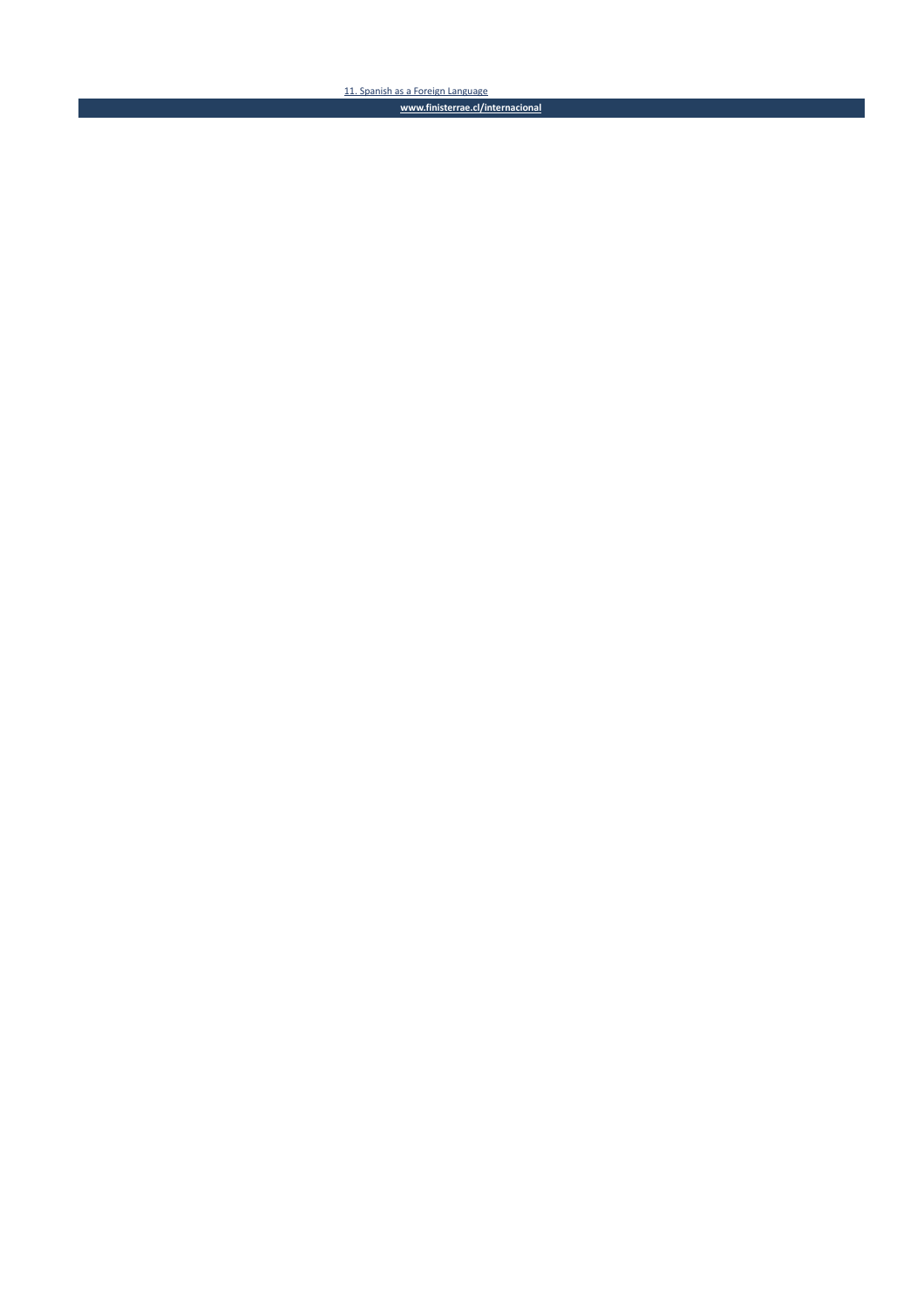11. Spanish as a Foreign Language

**www.finisterrae.cl/internacional**